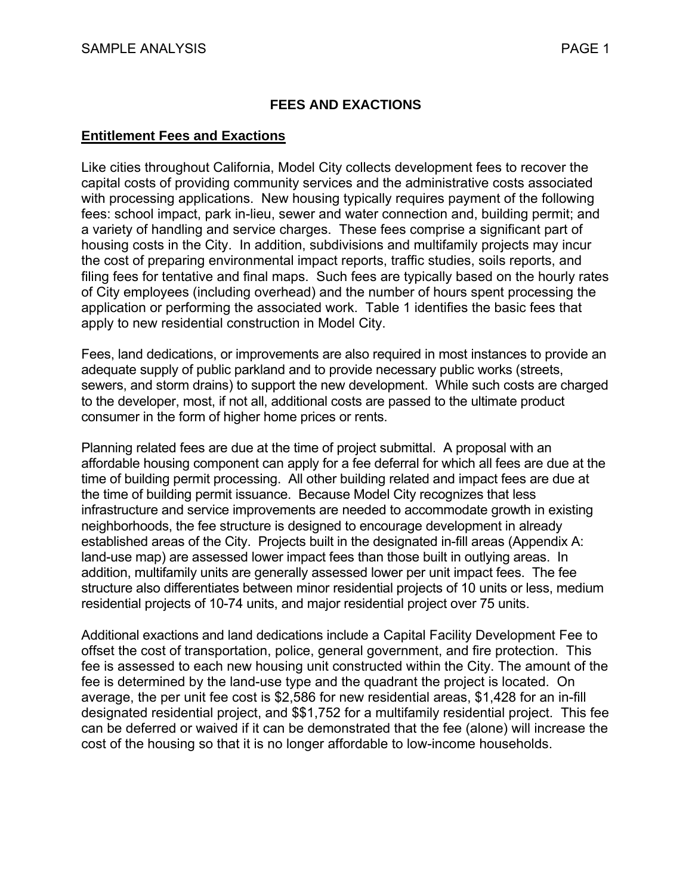# FEES AND EXACTIONS

## Entitlement Fees and Exactions

Like cities throughout California, Model City collects development fees to recover the capital costs of providing community services and the administrative costs associated with processing applications. New housing typically requires payment of the following fees: school impact, park in-lieu, sewer and water connection and, building permit; and a variety of handling and service charges. These fees comprise a significant part of housing costs in the City. In addition, subdivisions and multifamily projects may incur the cost of preparing environmental impact reports, traffic studies, soils reports, and filing fees for tentative and final maps. Such fees are typically based on the hourly rates of City employees (including overhead) and the number of hours spent processing the application or performing the associated work. Table 1 identifies the basic fees that apply to new residential construction in Model City.

Fees, land dedications, or improvements are also required in most instances to provide an adequate supply of public parkland and to provide necessary public works (streets, sewers, and storm drains) to support the new development. While such costs are charged to the developer, most, if not all, additional costs are passed to the ultimate product consumer in the form of higher home prices or rents.

Planning related fees are due at the time of project submittal. A proposal with an affordable housing component can apply for a fee deferral for which all fees are due at the time of building permit processing. All other building related and impact fees are due at the time of building permit issuance. Because Model City recognizes that less infrastructure and service improvements are needed to accommodate growth in existing neighborhoods, the fee structure is designed to encourage development in already established areas of the City. Projects built in the designated in-fill areas (Appendix A: land-use map) are assessed lower impact fees than those built in outlying areas. In addition, multifamily units are generally assessed lower per unit impact fees. The fee structure also differentiates between minor residential projects of 10 units or less, medium residential projects of 10-74 units, and major residential project over 75 units.

Additional exactions and land dedications include a Capital Facility Development Fee to offset the cost of transportation, police, general government, and fire protection. This fee is assessed to each new housing unit constructed within the City. The amount of the fee is determined by the land-use type and the quadrant the project is located. On average, the per unit fee cost is $2,586 for new residential areas, $1,428 for an in-fill designated residential project, and $$1,752 for a multifamily residential project. This fee can be deferred or waived if it can be demonstrated that the fee (alone) will increase the cost of the housing so that it is no longer affordable to low-income households.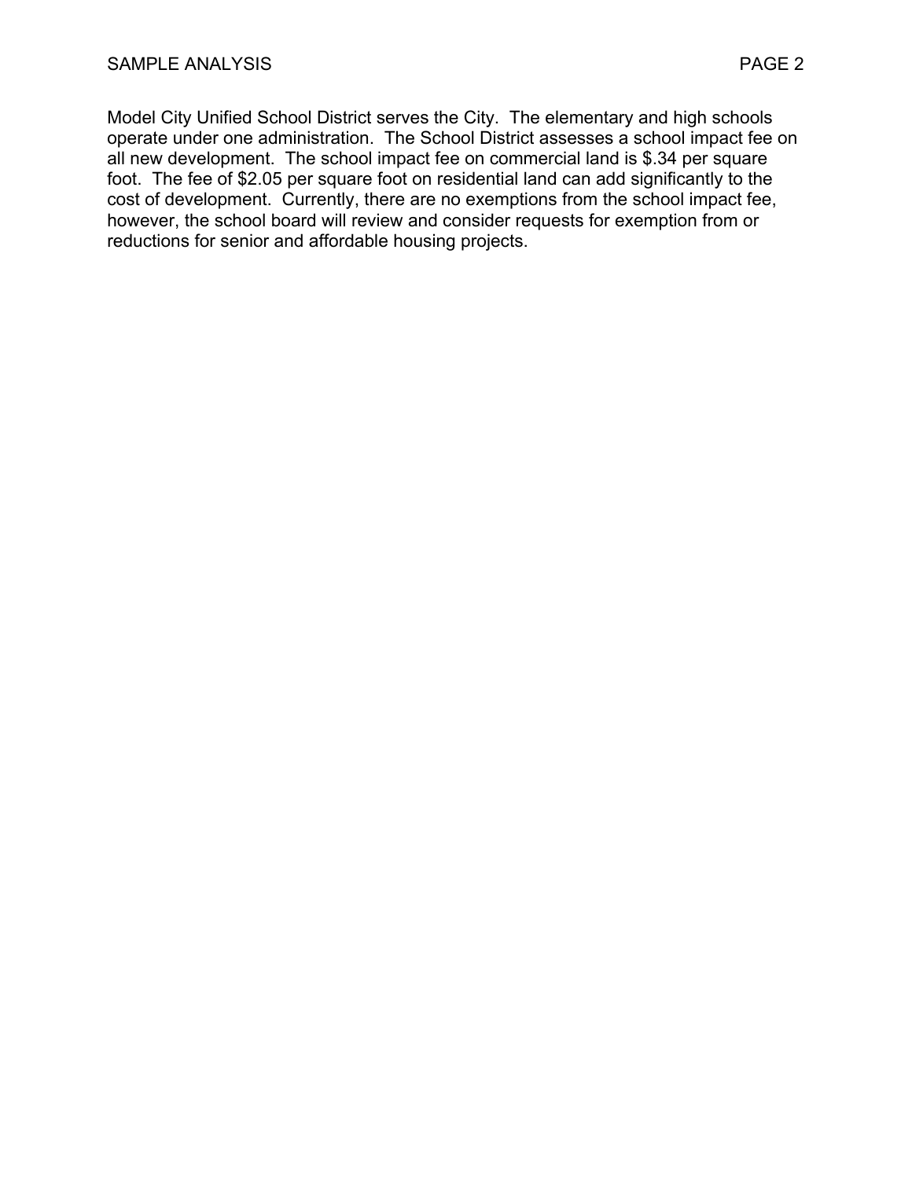Model City Unified School District serves the City. The elementary and high schools operate under one administration. The School District assesses a school impact fee on all new development. The school impact fee on commercial land is $.34 per square foot. The fee of $2.05 per square foot on residential land can add significantly to the cost of development. Currently, there are no exemptions from the school impact fee, however, the school board will review and consider requests for exemption from or reductions for senior and affordable housing projects.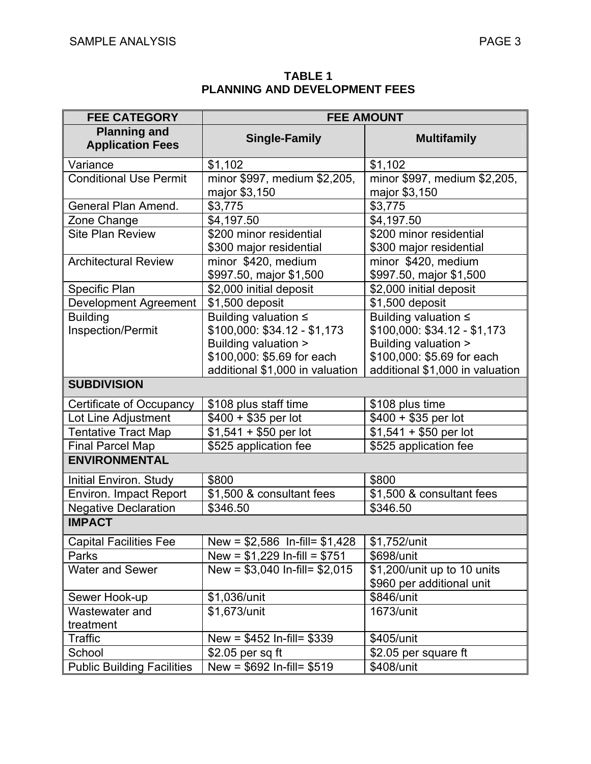**TABLE 1**
**PLANNING AND DEVELOPMENT FEES**

| FEE CATEGORY | FEE AMOUNT | |
|---|---|---|
| **Planning and Application Fees** | **Single-Family** | **Multifamily** |
| Variance | $1,102 | $1,102 |
| Conditional Use Permit | minor $997, medium $2,205, major $3,150 | minor $997, medium $2,205, major $3,150 |
| General Plan Amend. | $3,775 | $3,775 |
| Zone Change | $4,197.50 | $4,197.50 |
| Site Plan Review | $200 minor residential<br>$300 major residential | $200 minor residential<br>$300 major residential |
| Architectural Review | minor $420, medium $997.50, major $1,500 | minor $420, medium $997.50, major $1,500 |
| Specific Plan | $2,000 initial deposit | $2,000 initial deposit |
| Development Agreement | $1,500 deposit | $1,500 deposit |
| Building Inspection/Permit | Building valuation ≤ $100,000: $34.12 - $1,173 Building valuation > $100,000: $5.69 for each additional $1,000 in valuation | Building valuation ≤ $100,000: $34.12 - $1,173 Building valuation > $100,000: $5.69 for each additional $1,000 in valuation |
| **SUBDIVISION** | | |
| Certificate of Occupancy | $108 plus staff time | $108 plus time |
| Lot Line Adjustment | $400 + $35 per lot | $400 + $35 per lot |
| Tentative Tract Map | $1,541 + $50 per lot | $1,541 + $50 per lot |
| Final Parcel Map | $525 application fee | $525 application fee |
| **ENVIRONMENTAL** | | |
| Initial Environ. Study | $800 | $800 |
| Environ. Impact Report | $1,500 & consultant fees | $1,500 & consultant fees |
| Negative Declaration | $346.50 | $346.50 |
| **IMPACT** | | |
| Capital Facilities Fee | New = $2,586 In-fill= $1,428 | $1,752/unit |
| Parks | New = $1,229 In-fill = $751 | $698/unit |
| Water and Sewer | New = $3,040 In-fill= $2,015 | $1,200/unit up to 10 units<br>$960 per additional unit |
| Sewer Hook-up | $1,036/unit | $846/unit |
| Wastewater and treatment | $1,673/unit | 1673/unit |
| Traffic | New = $452 In-fill= $339 | $405/unit |
| School | $2.05 per sq ft | $2.05 per square ft |
| Public Building Facilities | New = $692 In-fill= $519 | $408/unit |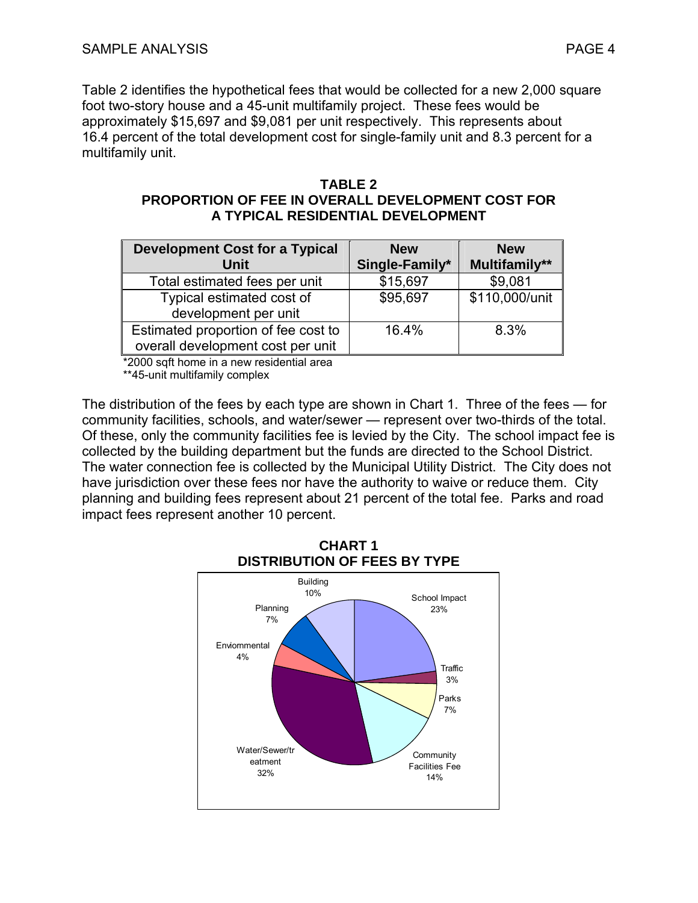Table 2 identifies the hypothetical fees that would be collected for a new 2,000 square foot two-story house and a 45-unit multifamily project. These fees would be approximately $15,697 and $9,081 per unit respectively. This represents about 16.4 percent of the total development cost for single-family unit and 8.3 percent for a multifamily unit.

**TABLE 2**
**PROPORTION OF FEE IN OVERALL DEVELOPMENT COST FOR A TYPICAL RESIDENTIAL DEVELOPMENT**

| Development Cost for a Typical Unit | New Single-Family* | New Multifamily** |
|---|---|---|
| Total estimated fees per unit | $15,697 | $9,081 |
| Typical estimated cost of development per unit | $95,697 | $110,000/unit |
| Estimated proportion of fee cost to overall development cost per unit | 16.4% | 8.3% |

*2000 sqft home in a new residential area
**45-unit multifamily complex

The distribution of the fees by each type are shown in Chart 1. Three of the fees — for community facilities, schools, and water/sewer — represent over two-thirds of the total. Of these, only the community facilities fee is levied by the City. The school impact fee is collected by the building department but the funds are directed to the School District. The water connection fee is collected by the Municipal Utility District. The City does not have jurisdiction over these fees nor have the authority to waive or reduce them. City planning and building fees represent about 21 percent of the total fee. Parks and road impact fees represent another 10 percent.

**CHART 1**
**DISTRIBUTION OF FEES BY TYPE**

| Fee Type | Share |
|---|---|
| School Impact | 23% |
| Traffic | 3% |
| Parks | 7% |
| Community Facilities Fee | 14% |
| Water/Sewer/treatment | 32% |
| Enviornmental | 4% |
| Planning | 7% |
| Building | 10% |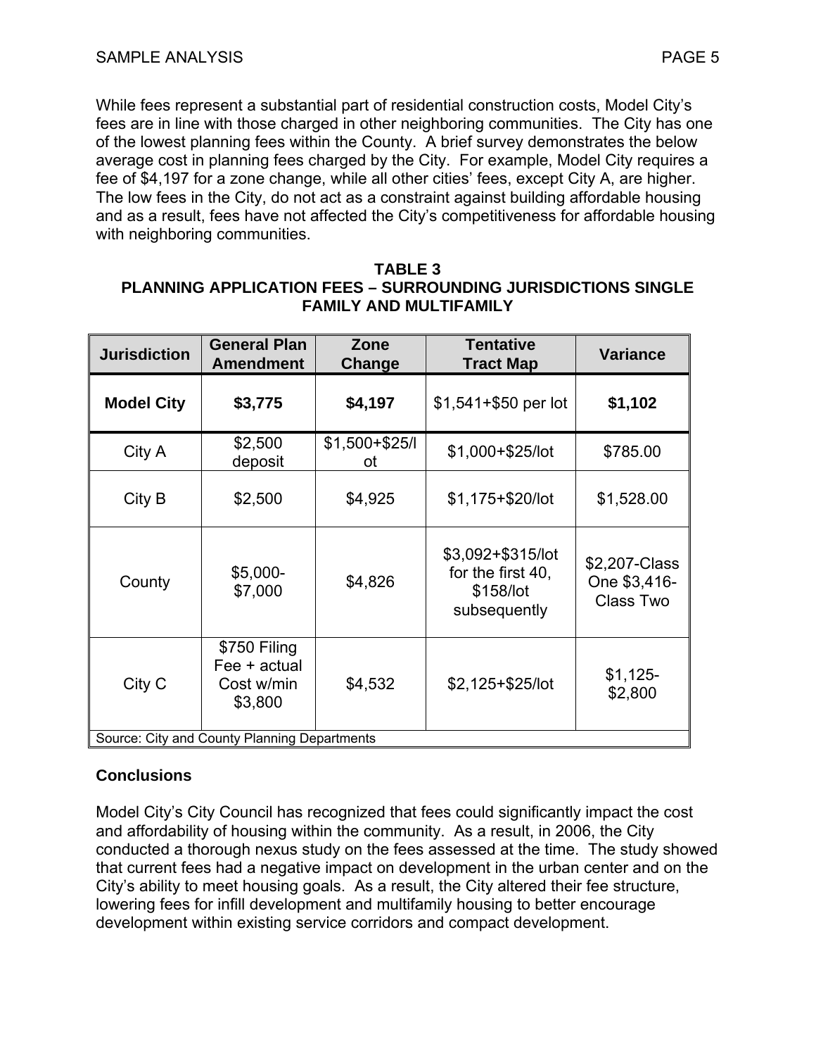While fees represent a substantial part of residential construction costs, Model City's fees are in line with those charged in other neighboring communities. The City has one of the lowest planning fees within the County. A brief survey demonstrates the below average cost in planning fees charged by the City. For example, Model City requires a fee of $4,197 for a zone change, while all other cities' fees, except City A, are higher. The low fees in the City, do not act as a constraint against building affordable housing and as a result, fees have not affected the City's competitiveness for affordable housing with neighboring communities.

**TABLE 3**
**PLANNING APPLICATION FEES – SURROUNDING JURISDICTIONS SINGLE FAMILY AND MULTIFAMILY**

| Jurisdiction | General Plan Amendment | Zone Change | Tentative Tract Map | Variance |
|---|---|---|---|---|
| **Model City** | **$3,775** | **$4,197** | $1,541+$50 per lot | **$1,102** |
| City A | $2,500 deposit | $1,500+$25/lot | $1,000+$25/lot | $785.00 |
| City B | $2,500 | $4,925 | $1,175+$20/lot | $1,528.00 |
| County | $5,000-$7,000 | $4,826 | $3,092+$315/lot for the first 40, $158/lot subsequently | $2,207-Class One $3,416-Class Two |
| City C | $750 Filing Fee + actual Cost w/min $3,800 | $4,532 | $2,125+$25/lot | $1,125-$2,800 |
| Source: City and County Planning Departments | | | | |

### Conclusions

Model City's City Council has recognized that fees could significantly impact the cost and affordability of housing within the community. As a result, in 2006, the City conducted a thorough nexus study on the fees assessed at the time. The study showed that current fees had a negative impact on development in the urban center and on the City's ability to meet housing goals. As a result, the City altered their fee structure, lowering fees for infill development and multifamily housing to better encourage development within existing service corridors and compact development.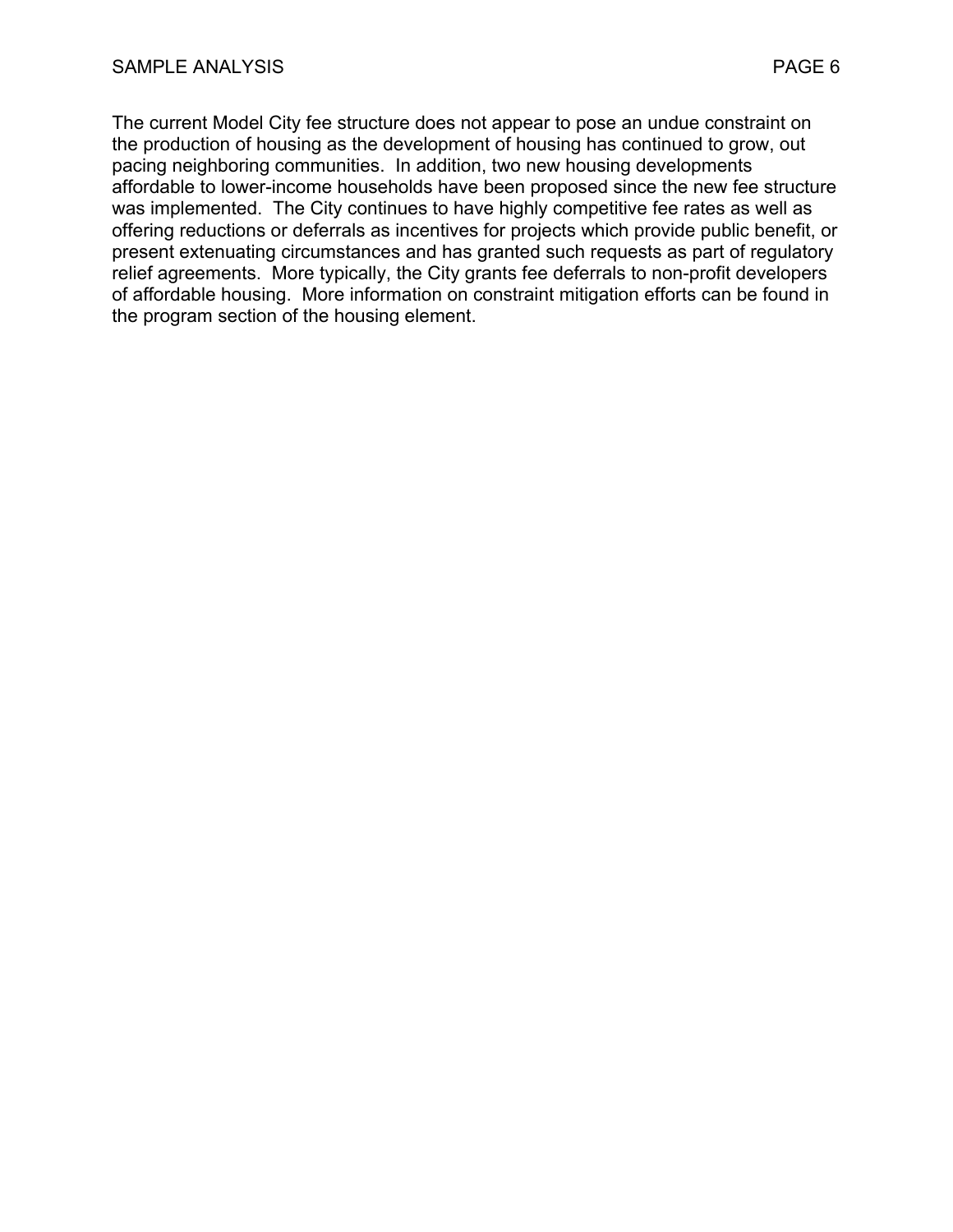The current Model City fee structure does not appear to pose an undue constraint on the production of housing as the development of housing has continued to grow, out pacing neighboring communities. In addition, two new housing developments affordable to lower-income households have been proposed since the new fee structure was implemented. The City continues to have highly competitive fee rates as well as offering reductions or deferrals as incentives for projects which provide public benefit, or present extenuating circumstances and has granted such requests as part of regulatory relief agreements. More typically, the City grants fee deferrals to non-profit developers of affordable housing. More information on constraint mitigation efforts can be found in the program section of the housing element.